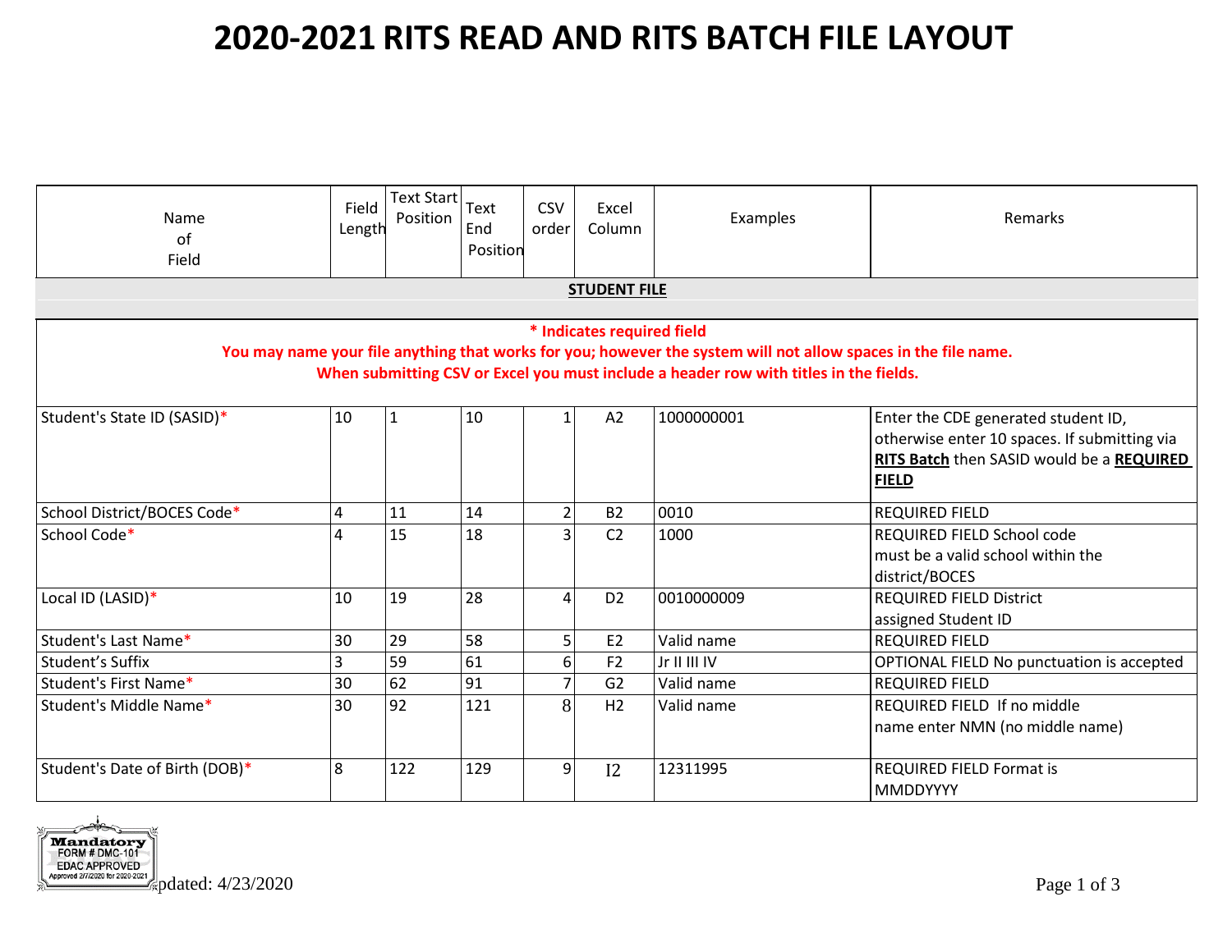# 2020-2021 RITS READ AND RITS BATCH FILE LAYOUT

| Name of Field | Field Length | Text Start Position | Text End Position | CSV order | Excel Column | Examples | Remarks |
|---|---|---|---|---|---|---|---|
| **STUDENT FILE** | | | | | | | |
| **\* Indicates required field**<br>**You may name your file anything that works for you; however the system will not allow spaces in the file name.**<br>**When submitting CSV or Excel you must include a header row with titles in the fields.** | | | | | | | |
| Student's State ID (SASID)* | 10 | 1 | 10 | 1 | A2 | 1000000001 | Enter the CDE generated student ID, otherwise enter 10 spaces. If submitting via **RITS Batch** then SASID would be a **REQUIRED FIELD** |
| School District/BOCES Code* | 4 | 11 | 14 | 2 | B2 | 0010 | REQUIRED FIELD |
| School Code* | 4 | 15 | 18 | 3 | C2 | 1000 | REQUIRED FIELD School code must be a valid school within the district/BOCES |
| Local ID (LASID)* | 10 | 19 | 28 | 4 | D2 | 0010000009 | REQUIRED FIELD District assigned Student ID |
| Student's Last Name* | 30 | 29 | 58 | 5 | E2 | Valid name | REQUIRED FIELD |
| Student's Suffix | 3 | 59 | 61 | 6 | F2 | Jr II III IV | OPTIONAL FIELD No punctuation is accepted |
| Student's First Name* | 30 | 62 | 91 | 7 | G2 | Valid name | REQUIRED FIELD |
| Student's Middle Name* | 30 | 92 | 121 | 8 | H2 | Valid name | REQUIRED FIELD If no middle name enter NMN (no middle name) |
| Student's Date of Birth (DOB)* | 8 | 122 | 129 | 9 | I2 | 12311995 | REQUIRED FIELD Format is MMDDYYYY |

Mandatory FORM # DMC-101 EDAC APPROVED Approved 2/7/2020 for 2020-2021

Updated: 4/23/2020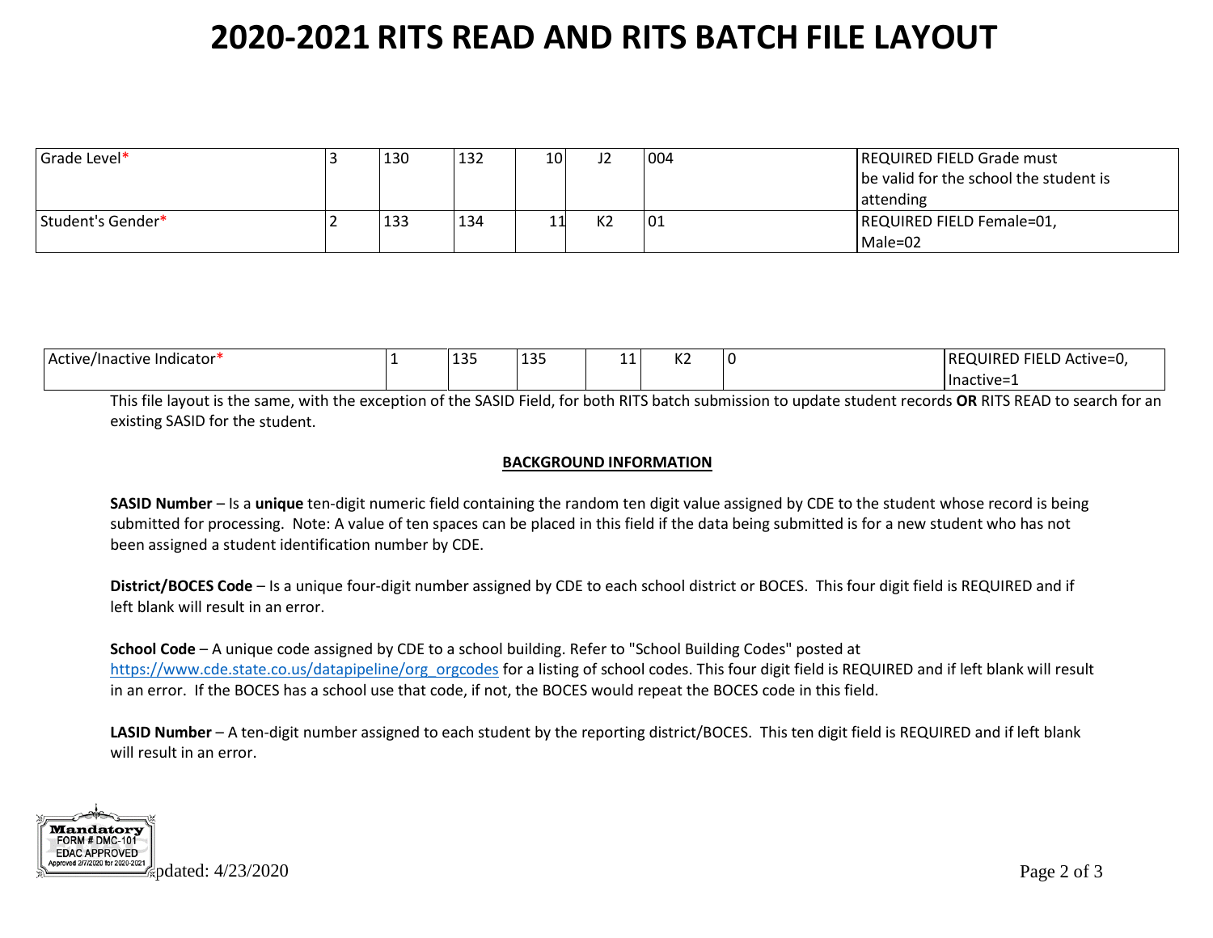# 2020-2021 RITS READ AND RITS BATCH FILE LAYOUT

| | | | | | | | |
|---|---|---|---|---|---|---|---|
| Grade Level* | 3 | 130 | 132 | 10 | J2 | 004 | REQUIRED FIELD Grade must be valid for the school the student is attending |
| Student's Gender* | 2 | 133 | 134 | 11 | K2 | 01 | REQUIRED FIELD Female=01, Male=02 |
| Active/Inactive Indicator* | 1 | 135 | 135 | 11 | K2 | 0 | REQUIRED FIELD Active=0, Inactive=1 |

This file layout is the same, with the exception of the SASID Field, for both RITS batch submission to update student records **OR** RITS READ to search for an existing SASID for the student.

**BACKGROUND INFORMATION**

**SASID Number** – Is a **unique** ten-digit numeric field containing the random ten digit value assigned by CDE to the student whose record is being submitted for processing. Note: A value of ten spaces can be placed in this field if the data being submitted is for a new student who has not been assigned a student identification number by CDE.

**District/BOCES Code** – Is a unique four-digit number assigned by CDE to each school district or BOCES. This four digit field is REQUIRED and if left blank will result in an error.

**School Code** – A unique code assigned by CDE to a school building. Refer to "School Building Codes" posted at https://www.cde.state.co.us/datapipeline/org_orgcodes for a listing of school codes. This four digit field is REQUIRED and if left blank will result in an error. If the BOCES has a school use that code, if not, the BOCES would repeat the BOCES code in this field.

**LASID Number** – A ten-digit number assigned to each student by the reporting district/BOCES. This ten digit field is REQUIRED and if left blank will result in an error.

Mandatory FORM # DMC-101 EDAC APPROVED Approved 2/7/2020 for 2020-2021

Updated: 4/23/2020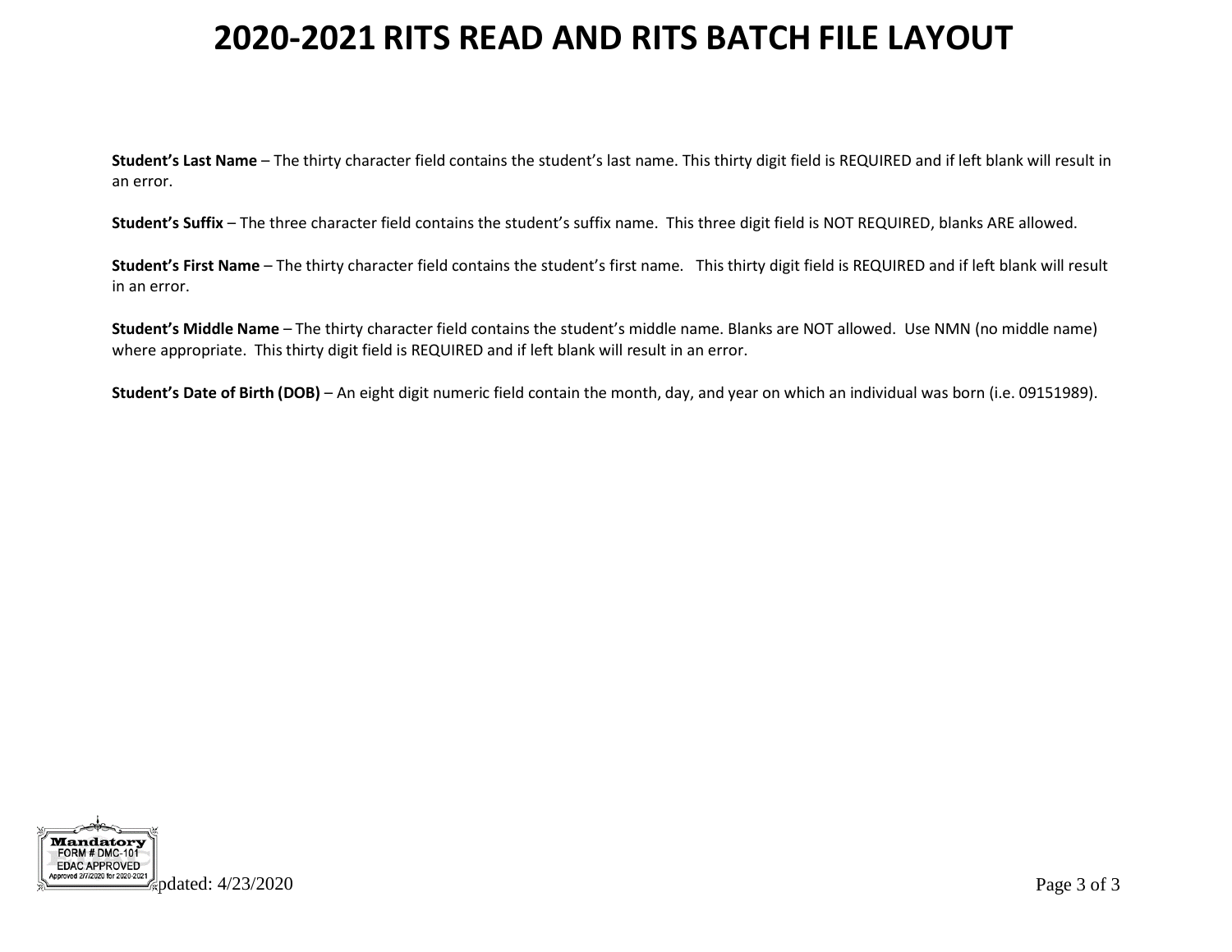# 2020-2021 RITS READ AND RITS BATCH FILE LAYOUT

**Student's Last Name** – The thirty character field contains the student's last name. This thirty digit field is REQUIRED and if left blank will result in an error.

**Student's Suffix** – The three character field contains the student's suffix name. This three digit field is NOT REQUIRED, blanks ARE allowed.

**Student's First Name** – The thirty character field contains the student's first name. This thirty digit field is REQUIRED and if left blank will result in an error.

**Student's Middle Name** – The thirty character field contains the student's middle name. Blanks are NOT allowed. Use NMN (no middle name) where appropriate. This thirty digit field is REQUIRED and if left blank will result in an error.

**Student's Date of Birth (DOB)** – An eight digit numeric field contain the month, day, and year on which an individual was born (i.e. 09151989).

Mandatory
FORM # DMC-101
EDAC APPROVED
Approved 2/7/2020 for 2020-2021

Updated: 4/23/2020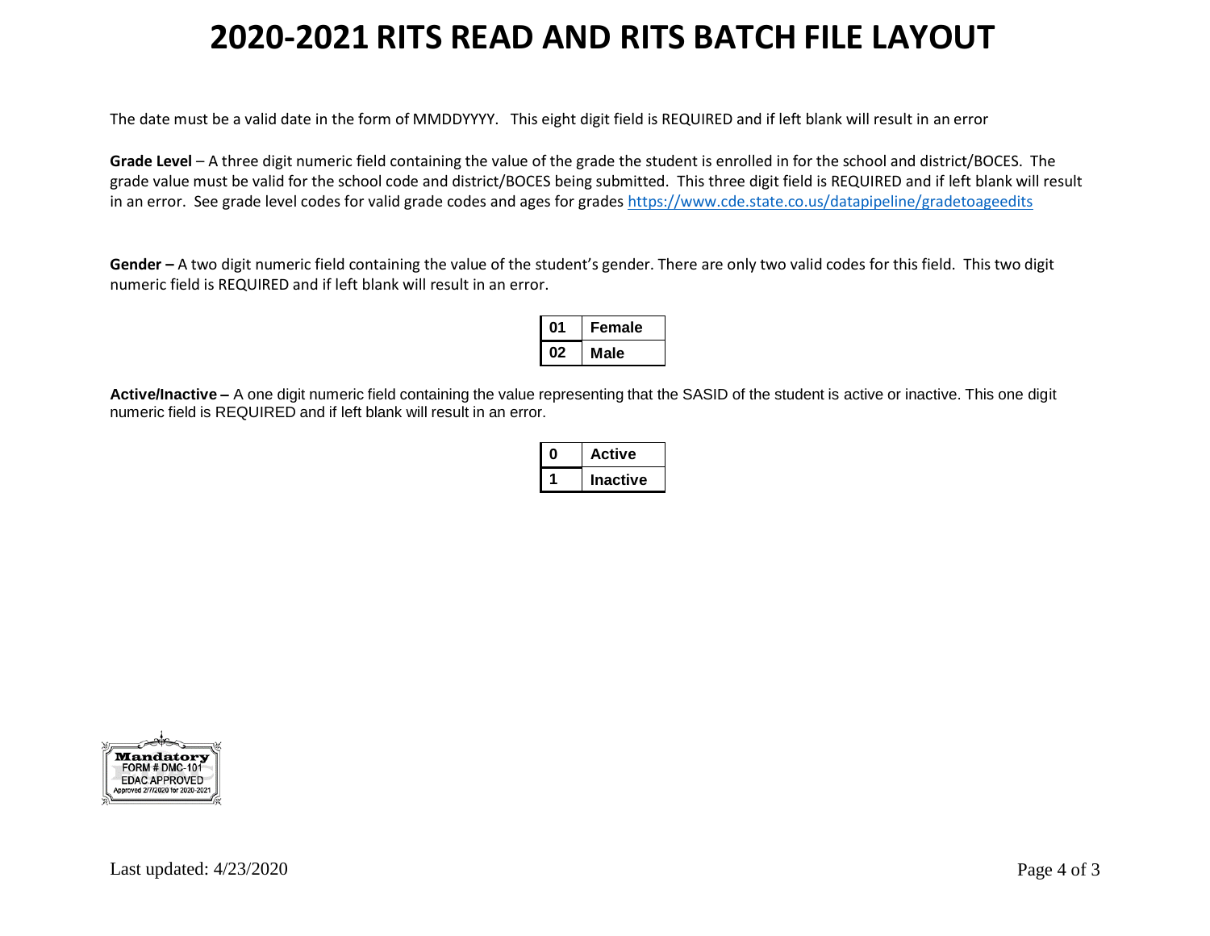# 2020-2021 RITS READ AND RITS BATCH FILE LAYOUT

The date must be a valid date in the form of MMDDYYYY. This eight digit field is REQUIRED and if left blank will result in an error

**Grade Level** – A three digit numeric field containing the value of the grade the student is enrolled in for the school and district/BOCES. The grade value must be valid for the school code and district/BOCES being submitted. This three digit field is REQUIRED and if left blank will result in an error. See grade level codes for valid grade codes and ages for grades https://www.cde.state.co.us/datapipeline/gradetoageedits

**Gender –** A two digit numeric field containing the value of the student's gender. There are only two valid codes for this field. This two digit numeric field is REQUIRED and if left blank will result in an error.

| | |
|---|---|
| **01** | **Female** |
| **02** | **Male** |

**Active/Inactive –** A one digit numeric field containing the value representing that the SASID of the student is active or inactive. This one digit numeric field is REQUIRED and if left blank will result in an error.

| | |
|---|---|
| **0** | **Active** |
| **1** | **Inactive** |

Mandatory
FORM # DMC-101
EDAC APPROVED
Approved 2/7/2020 for 2020-2021

Last updated: 4/23/2020